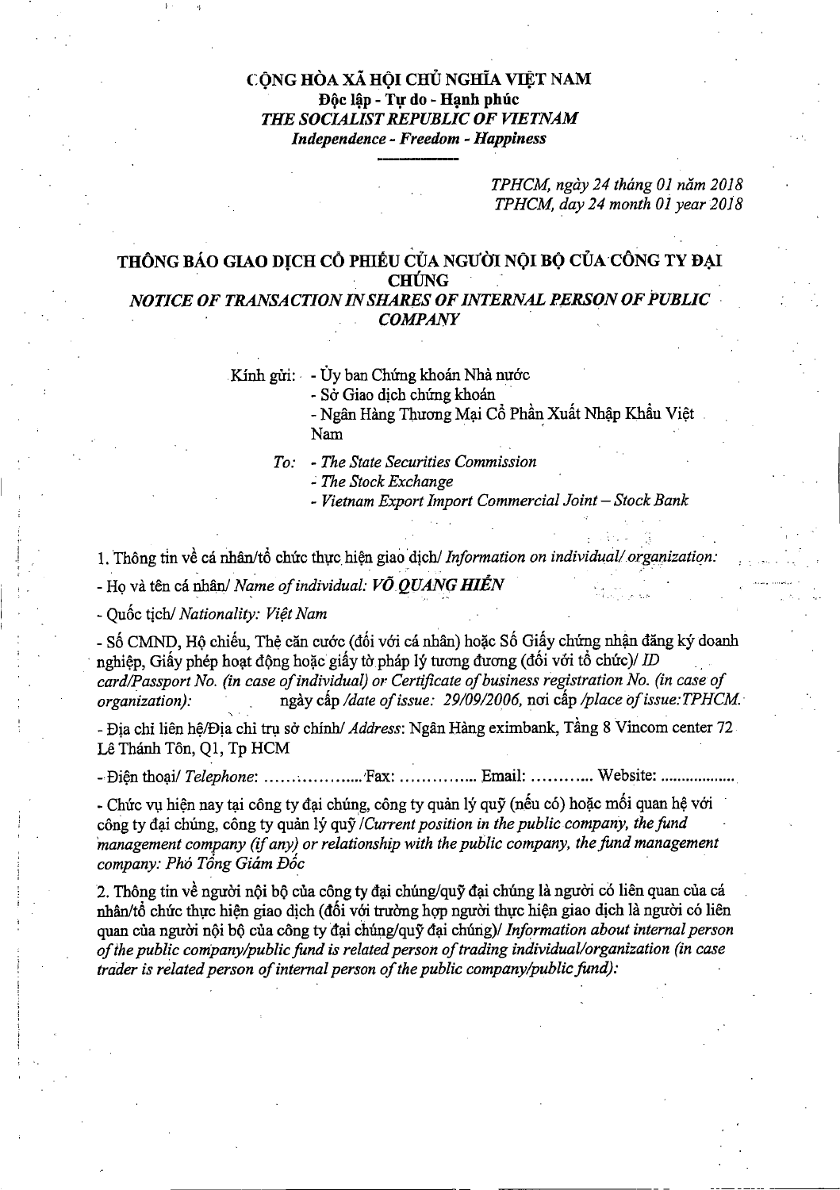**CỘNG HÒA XÃ HỘI CHỦ NGHĨA VIỆT NAM**
**Độc lập - Tự do - Hạnh phúc**
***THE SOCIALIST REPUBLIC OF VIETNAM***
***Independence - Freedom - Happiness***

*TPHCM, ngày 24 tháng 01 năm 2018*
*TPHCM, day 24 month 01 year 2018*

# THÔNG BÁO GIAO DỊCH CỔ PHIẾU CỦA NGƯỜI NỘI BỘ CỦA CÔNG TY ĐẠI CHÚNG
## *NOTICE OF TRANSACTION IN SHARES OF INTERNAL PERSON OF PUBLIC COMPANY*

Kính gửi: - Ủy ban Chứng khoán Nhà nước
- Sở Giao dịch chứng khoán
- Ngân Hàng Thương Mại Cổ Phần Xuất Nhập Khẩu Việt Nam

*To: - The State Securities Commission*
*- The Stock Exchange*
*- Vietnam Export Import Commercial Joint – Stock Bank*

1. Thông tin về cá nhân/tổ chức thực hiện giao dịch/ *Information on individual/ organization:*

- Họ và tên cá nhân/ *Name of individual: **VÕ QUANG HIỂN***

- Quốc tịch/ *Nationality: Việt Nam*

- Số CMND, Hộ chiếu, Thẻ căn cước (đối với cá nhân) hoặc Số Giấy chứng nhận đăng ký doanh nghiệp, Giấy phép hoạt động hoặc giấy tờ pháp lý tương đương (đối với tổ chức)/ *ID card/Passport No. (in case of individual) or Certificate of business registration No. (in case of organization):* ngày cấp */date of issue: 29/09/2006,* nơi cấp */place of issue:TPHCM.*

- Địa chỉ liên hệ/Địa chỉ trụ sở chính/ *Address*: Ngân Hàng eximbank, Tầng 8 Vincom center 72 Lê Thánh Tôn, Q1, Tp HCM

- Điện thoại/ *Telephone*: ..................Fax: ............... Email: ............ Website: ..................

- Chức vụ hiện nay tại công ty đại chúng, công ty quản lý quỹ (nếu có) hoặc mối quan hệ với công ty đại chúng, công ty quản lý quỹ /*Current position in the public company, the fund management company (if any) or relationship with the public company, the fund management company: Phó Tổng Giám Đốc*

2. Thông tin về người nội bộ của công ty đại chúng/quỹ đại chúng là người có liên quan của cá nhân/tổ chức thực hiện giao dịch (đối với trường hợp người thực hiện giao dịch là người có liên quan của người nội bộ của công ty đại chúng/quỹ đại chúng)/ *Information about internal person of the public company/public fund is related person of trading individual/organization (in case trader is related person of internal person of the public company/public fund):*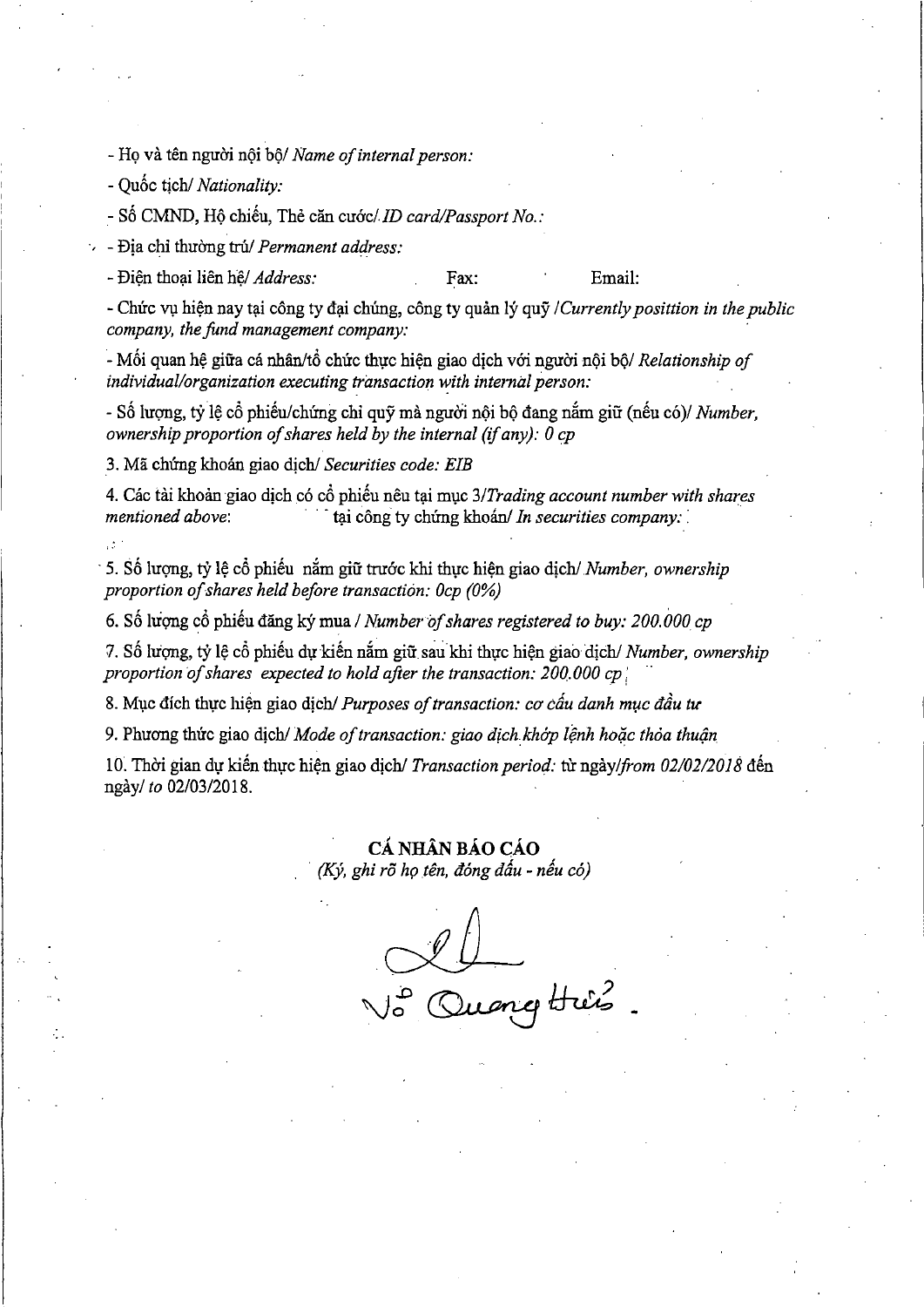- Họ và tên người nội bộ/ *Name of internal person:*

- Quốc tịch/ *Nationality:*

- Số CMND, Hộ chiếu, Thẻ căn cước/ *ID card/Passport No.:*

- Địa chỉ thường trú/ *Permanent address:*

- Điện thoại liên hệ/ *Address:* Fax: Email:

- Chức vụ hiện nay tại công ty đại chúng, công ty quản lý quỹ /*Currently posittion in the public company, the fund management company:*

- Mối quan hệ giữa cá nhân/tổ chức thực hiện giao dịch với người nội bộ/ *Relationship of individual/organization executing transaction with internal person:*

- Số lượng, tỷ lệ cổ phiếu/chứng chỉ quỹ mà người nội bộ đang nắm giữ (nếu có)/ *Number, ownership proportion of shares held by the internal (if any): 0 cp*

3. Mã chứng khoán giao dịch/ *Securities code: EIB*

4. Các tài khoản giao dịch có cổ phiếu nêu tại mục 3/*Trading account number with shares mentioned above*: tại công ty chứng khoán/ *In securities company:*

5. Số lượng, tỷ lệ cổ phiếu nắm giữ trước khi thực hiện giao dịch/ *Number, ownership proportion of shares held before transaction: 0cp (0%)*

6. Số lượng cổ phiếu đăng ký mua / *Number of shares registered to buy: 200.000 cp*

7. Số lượng, tỷ lệ cổ phiếu dự kiến nắm giữ sau khi thực hiện giao dịch/ *Number, ownership proportion of shares expected to hold after the transaction: 200.000 cp*

8. Mục đích thực hiện giao dịch/ *Purposes of transaction: cơ cấu danh mục đầu tư*

9. Phương thức giao dịch/ *Mode of transaction: giao dịch khớp lệnh hoặc thỏa thuận*

10. Thời gian dự kiến thực hiện giao dịch/ *Transaction period:* từ ngày/*from 02/02/2018* đến ngày/ *to* 02/03/2018.

**CÁ NHÂN BÁO CÁO**

*(Ký, ghi rõ họ tên, đóng dấu - nếu có)*

Võ Quang Huỳ